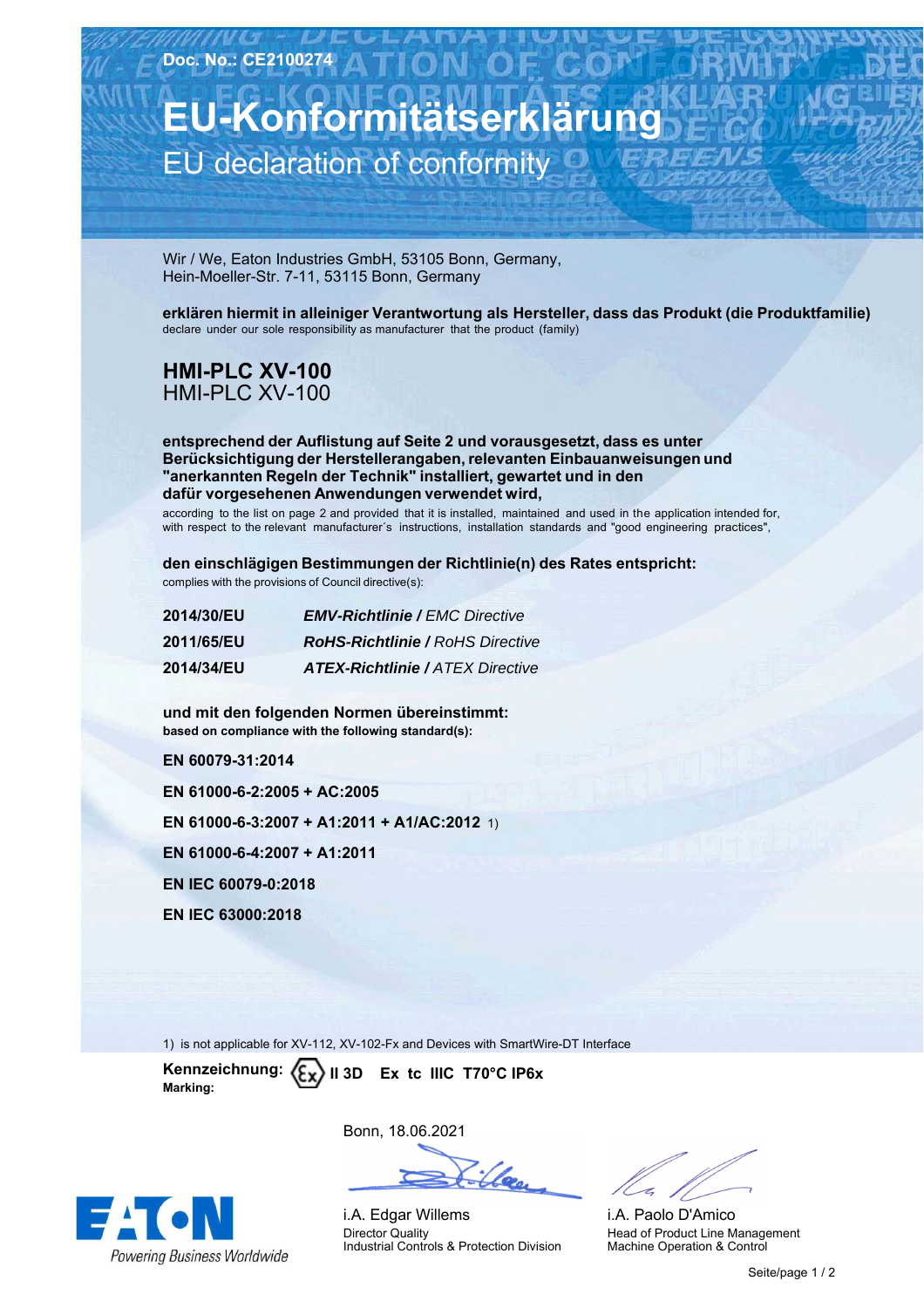Doc. No.: CE2100274

# EU-Konformitätserklärung

## EU declaration of conformity

Wir / We, Eaton Industries GmbH, 53105 Bonn, Germany,
Hein-Moeller-Str. 7-11, 53115 Bonn, Germany

**erklären hiermit in alleiniger Verantwortung als Hersteller, dass das Produkt (die Produktfamilie)**
declare under our sole responsibility as manufacturer that the product (family)

**HMI-PLC XV-100**
HMI-PLC XV-100

**entsprechend der Auflistung auf Seite 2 und vorausgesetzt, dass es unter Berücksichtigung der Herstellerangaben, relevanten Einbauanweisungen und "anerkannten Regeln der Technik" installiert, gewartet und in den dafür vorgesehenen Anwendungen verwendet wird,**
according to the list on page 2 and provided that it is installed, maintained and used in the application intended for, with respect to the relevant manufacturer´s instructions, installation standards and "good engineering practices",

**den einschlägigen Bestimmungen der Richtlinie(n) des Rates entspricht:**
complies with the provisions of Council directive(s):

| | |
|---|---|
| **2014/30/EU** | ***EMV-Richtlinie*** **/** *EMC Directive* |
| **2011/65/EU** | ***RoHS-Richtlinie*** **/** *RoHS Directive* |
| **2014/34/EU** | ***ATEX-Richtlinie*** **/** *ATEX Directive* |

**und mit den folgenden Normen übereinstimmt:**
**based on compliance with the following standard(s):**

**EN 60079-31:2014**

**EN 61000-6-2:2005 + AC:2005**

**EN 61000-6-3:2007 + A1:2011 + A1/AC:2012** 1)

**EN 61000-6-4:2007 + A1:2011**

**EN IEC 60079-0:2018**

**EN IEC 63000:2018**

1) is not applicable for XV-112, XV-102-Fx and Devices with SmartWire-DT Interface

**Kennzeichnung:**
**Marking:** Ex **II 3D Ex tc IIIC T70°C IP6x**

Bonn, 18.06.2021

i.A. Edgar Willems
Director Quality
Industrial Controls & Protection Division

i.A. Paolo D'Amico
Head of Product Line Management
Machine Operation & Control

EATON
Powering Business Worldwide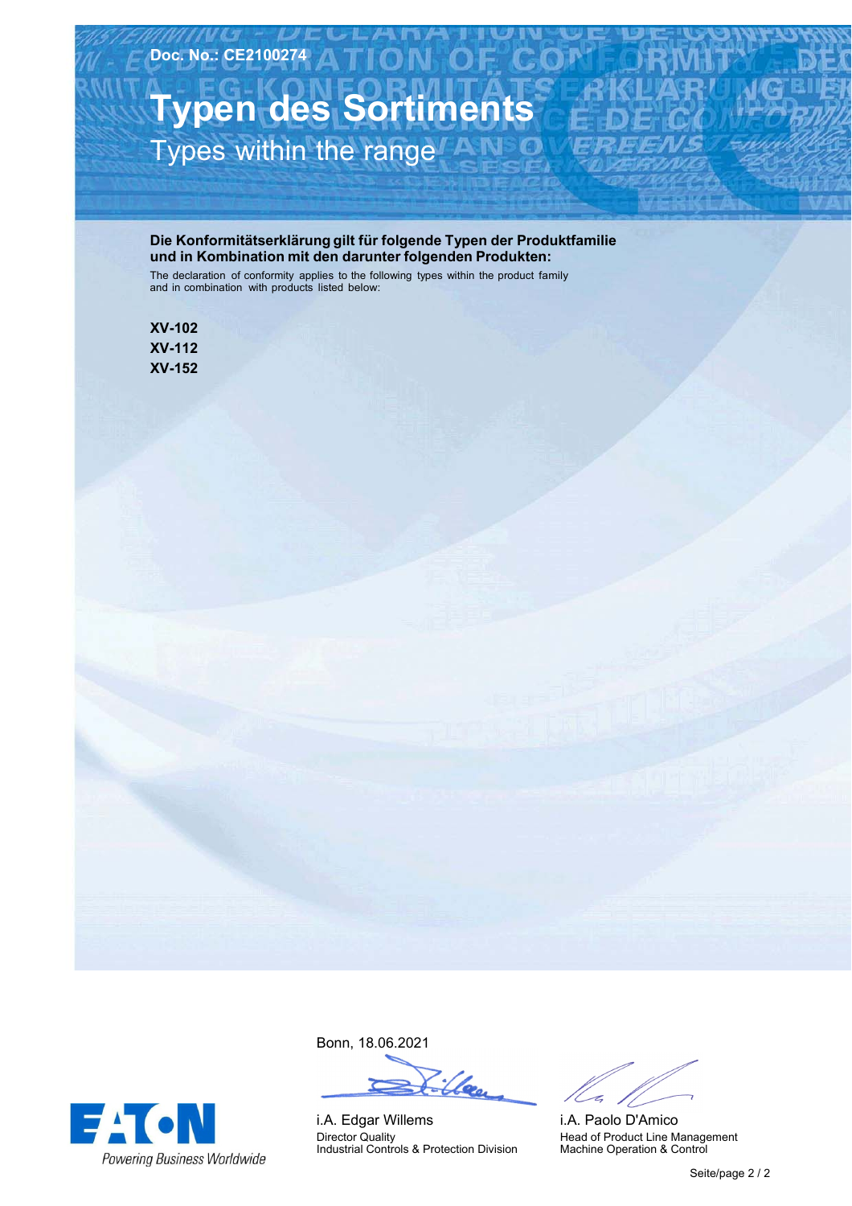Doc. No.: CE2100274

# Typen des Sortiments

## Types within the range

**Die Konformitätserklärung gilt für folgende Typen der Produktfamilie und in Kombination mit den darunter folgenden Produkten:**

The declaration of conformity applies to the following types within the product family and in combination with products listed below:

**XV-102**
**XV-112**
**XV-152**

Bonn, 18.06.2021

i.A. Edgar Willems
Director Quality
Industrial Controls & Protection Division

i.A. Paolo D'Amico
Head of Product Line Management
Machine Operation & Control

EATON
Powering Business Worldwide